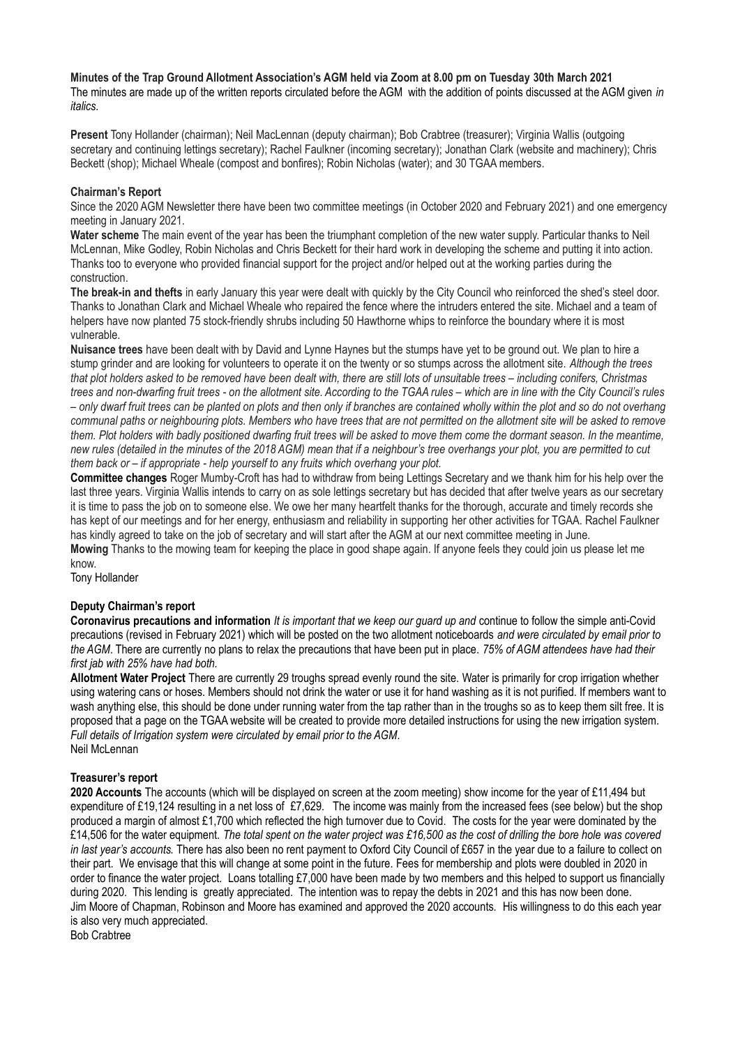**Minutes of the Trap Ground Allotment Association's AGM held via Zoom at 8.00 pm on Tuesday 30th March 2021**

The minutes are made up of the written reports circulated before the AGM with the addition of points discussed at the AGM given *in italics*.

**Present** Tony Hollander (chairman); Neil MacLennan (deputy chairman); Bob Crabtree (treasurer); Virginia Wallis (outgoing secretary and continuing lettings secretary); Rachel Faulkner (incoming secretary); Jonathan Clark (website and machinery); Chris Beckett (shop); Michael Wheale (compost and bonfires); Robin Nicholas (water); and 30 TGAA members.

**Chairman's Report**

Since the 2020 AGM Newsletter there have been two committee meetings (in October 2020 and February 2021) and one emergency meeting in January 2021.

**Water scheme** The main event of the year has been the triumphant completion of the new water supply. Particular thanks to Neil McLennan, Mike Godley, Robin Nicholas and Chris Beckett for their hard work in developing the scheme and putting it into action. Thanks too to everyone who provided financial support for the project and/or helped out at the working parties during the construction.

**The break-in and thefts** in early January this year were dealt with quickly by the City Council who reinforced the shed's steel door. Thanks to Jonathan Clark and Michael Wheale who repaired the fence where the intruders entered the site. Michael and a team of helpers have now planted 75 stock-friendly shrubs including 50 Hawthorne whips to reinforce the boundary where it is most vulnerable.

**Nuisance trees** have been dealt with by David and Lynne Haynes but the stumps have yet to be ground out. We plan to hire a stump grinder and are looking for volunteers to operate it on the twenty or so stumps across the allotment site. *Although the trees that plot holders asked to be removed have been dealt with, there are still lots of unsuitable trees – including conifers, Christmas trees and non-dwarfing fruit trees - on the allotment site. According to the TGAA rules – which are in line with the City Council's rules – only dwarf fruit trees can be planted on plots and then only if branches are contained wholly within the plot and so do not overhang communal paths or neighbouring plots. Members who have trees that are not permitted on the allotment site will be asked to remove them. Plot holders with badly positioned dwarfing fruit trees will be asked to move them come the dormant season. In the meantime, new rules (detailed in the minutes of the 2018 AGM) mean that if a neighbour's tree overhangs your plot, you are permitted to cut them back or – if appropriate - help yourself to any fruits which overhang your plot.*

**Committee changes** Roger Mumby-Croft has had to withdraw from being Lettings Secretary and we thank him for his help over the last three years. Virginia Wallis intends to carry on as sole lettings secretary but has decided that after twelve years as our secretary it is time to pass the job on to someone else. We owe her many heartfelt thanks for the thorough, accurate and timely records she has kept of our meetings and for her energy, enthusiasm and reliability in supporting her other activities for TGAA. Rachel Faulkner has kindly agreed to take on the job of secretary and will start after the AGM at our next committee meeting in June.

**Mowing** Thanks to the mowing team for keeping the place in good shape again. If anyone feels they could join us please let me know.

Tony Hollander

**Deputy Chairman's report**

**Coronavirus precautions and information** *It is important that we keep our guard up and* continue to follow the simple anti-Covid precautions (revised in February 2021) which will be posted on the two allotment noticeboards *and were circulated by email prior to the AGM*. There are currently no plans to relax the precautions that have been put in place. *75% of AGM attendees have had their first jab with 25% have had both.*

**Allotment Water Project** There are currently 29 troughs spread evenly round the site. Water is primarily for crop irrigation whether using watering cans or hoses. Members should not drink the water or use it for hand washing as it is not purified. If members want to wash anything else, this should be done under running water from the tap rather than in the troughs so as to keep them silt free. It is proposed that a page on the TGAA website will be created to provide more detailed instructions for using the new irrigation system. *Full details of Irrigation system were circulated by email prior to the AGM.*

Neil McLennan

**Treasurer's report**

**2020 Accounts** The accounts (which will be displayed on screen at the zoom meeting) show income for the year of £11,494 but expenditure of £19,124 resulting in a net loss of £7,629. The income was mainly from the increased fees (see below) but the shop produced a margin of almost £1,700 which reflected the high turnover due to Covid. The costs for the year were dominated by the £14,506 for the water equipment. *The total spent on the water project was £16,500 as the cost of drilling the bore hole was covered in last year's accounts.* There has also been no rent payment to Oxford City Council of £657 in the year due to a failure to collect on their part. We envisage that this will change at some point in the future. Fees for membership and plots were doubled in 2020 in order to finance the water project. Loans totalling £7,000 have been made by two members and this helped to support us financially during 2020. This lending is greatly appreciated. The intention was to repay the debts in 2021 and this has now been done.

Jim Moore of Chapman, Robinson and Moore has examined and approved the 2020 accounts. His willingness to do this each year is also very much appreciated.

Bob Crabtree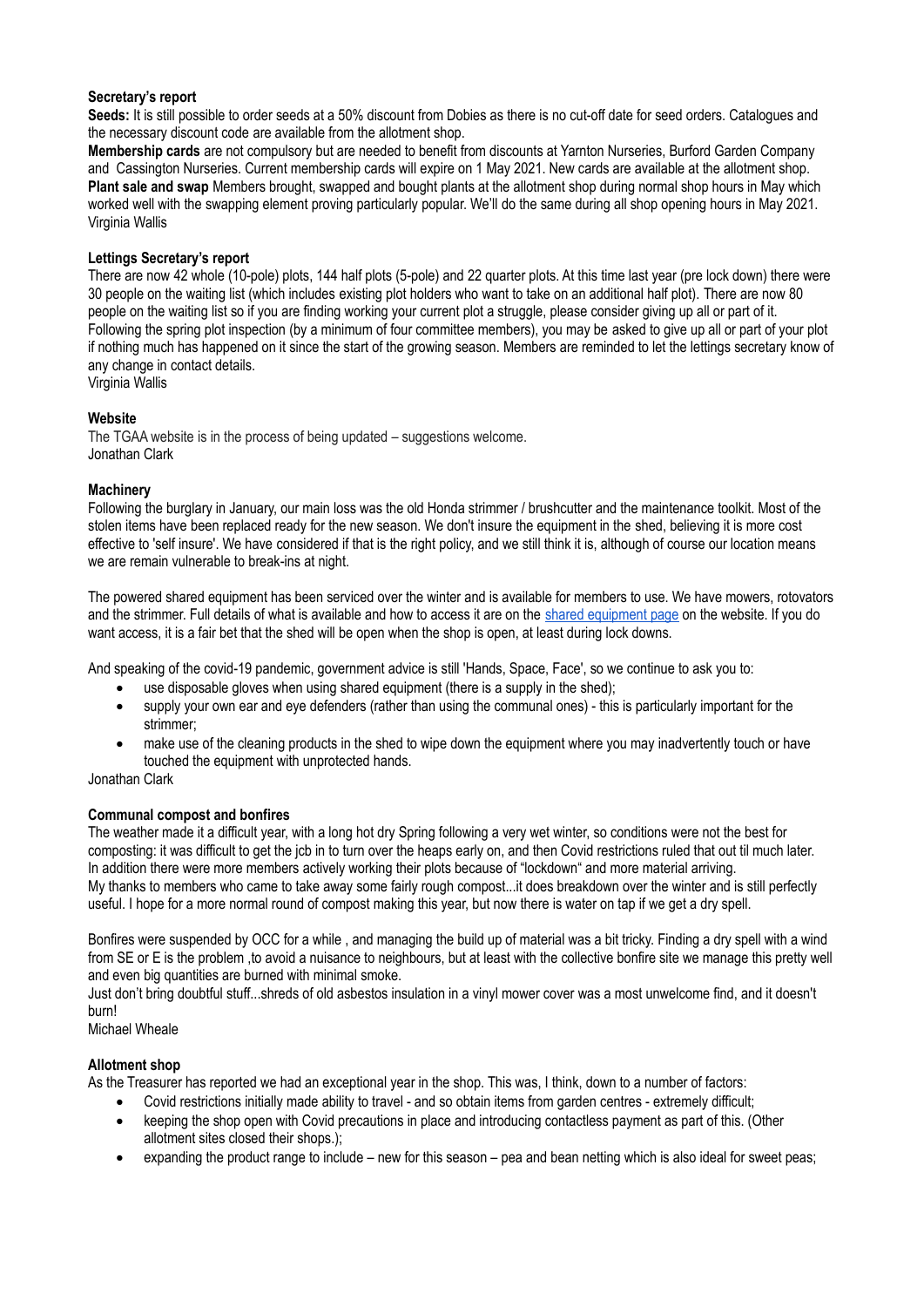**Secretary's report**

**Seeds:** It is still possible to order seeds at a 50% discount from Dobies as there is no cut-off date for seed orders. Catalogues and the necessary discount code are available from the allotment shop.

**Membership cards** are not compulsory but are needed to benefit from discounts at Yarnton Nurseries, Burford Garden Company and Cassington Nurseries. Current membership cards will expire on 1 May 2021. New cards are available at the allotment shop.

**Plant sale and swap** Members brought, swapped and bought plants at the allotment shop during normal shop hours in May which worked well with the swapping element proving particularly popular. We'll do the same during all shop opening hours in May 2021.

Virginia Wallis

**Lettings Secretary's report**

There are now 42 whole (10-pole) plots, 144 half plots (5-pole) and 22 quarter plots. At this time last year (pre lock down) there were 30 people on the waiting list (which includes existing plot holders who want to take on an additional half plot). There are now 80 people on the waiting list so if you are finding working your current plot a struggle, please consider giving up all or part of it. Following the spring plot inspection (by a minimum of four committee members), you may be asked to give up all or part of your plot if nothing much has happened on it since the start of the growing season. Members are reminded to let the lettings secretary know of any change in contact details.

Virginia Wallis

**Website**

The TGAA website is in the process of being updated – suggestions welcome.

Jonathan Clark

**Machinery**

Following the burglary in January, our main loss was the old Honda strimmer / brushcutter and the maintenance toolkit. Most of the stolen items have been replaced ready for the new season. We don't insure the equipment in the shed, believing it is more cost effective to 'self insure'. We have considered if that is the right policy, and we still think it is, although of course our location means we are remain vulnerable to break-ins at night.

The powered shared equipment has been serviced over the winter and is available for members to use. We have mowers, rotovators and the strimmer. Full details of what is available and how to access it are on the shared equipment page on the website. If you do want access, it is a fair bet that the shed will be open when the shop is open, at least during lock downs.

And speaking of the covid-19 pandemic, government advice is still 'Hands, Space, Face', so we continue to ask you to:

- use disposable gloves when using shared equipment (there is a supply in the shed);
- supply your own ear and eye defenders (rather than using the communal ones) - this is particularly important for the strimmer;
- make use of the cleaning products in the shed to wipe down the equipment where you may inadvertently touch or have touched the equipment with unprotected hands.

Jonathan Clark

**Communal compost and bonfires**

The weather made it a difficult year, with a long hot dry Spring following a very wet winter, so conditions were not the best for composting: it was difficult to get the jcb in to turn over the heaps early on, and then Covid restrictions ruled that out til much later. In addition there were more members actively working their plots because of "lockdown" and more material arriving.

My thanks to members who came to take away some fairly rough compost...it does breakdown over the winter and is still perfectly useful. I hope for a more normal round of compost making this year, but now there is water on tap if we get a dry spell.

Bonfires were suspended by OCC for a while , and managing the build up of material was a bit tricky. Finding a dry spell with a wind from SE or E is the problem ,to avoid a nuisance to neighbours, but at least with the collective bonfire site we manage this pretty well and even big quantities are burned with minimal smoke.

Just don't bring doubtful stuff...shreds of old asbestos insulation in a vinyl mower cover was a most unwelcome find, and it doesn't burn!

Michael Wheale

**Allotment shop**

As the Treasurer has reported we had an exceptional year in the shop. This was, I think, down to a number of factors:

- Covid restrictions initially made ability to travel - and so obtain items from garden centres - extremely difficult;
- keeping the shop open with Covid precautions in place and introducing contactless payment as part of this. (Other allotment sites closed their shops.);
- expanding the product range to include – new for this season – pea and bean netting which is also ideal for sweet peas;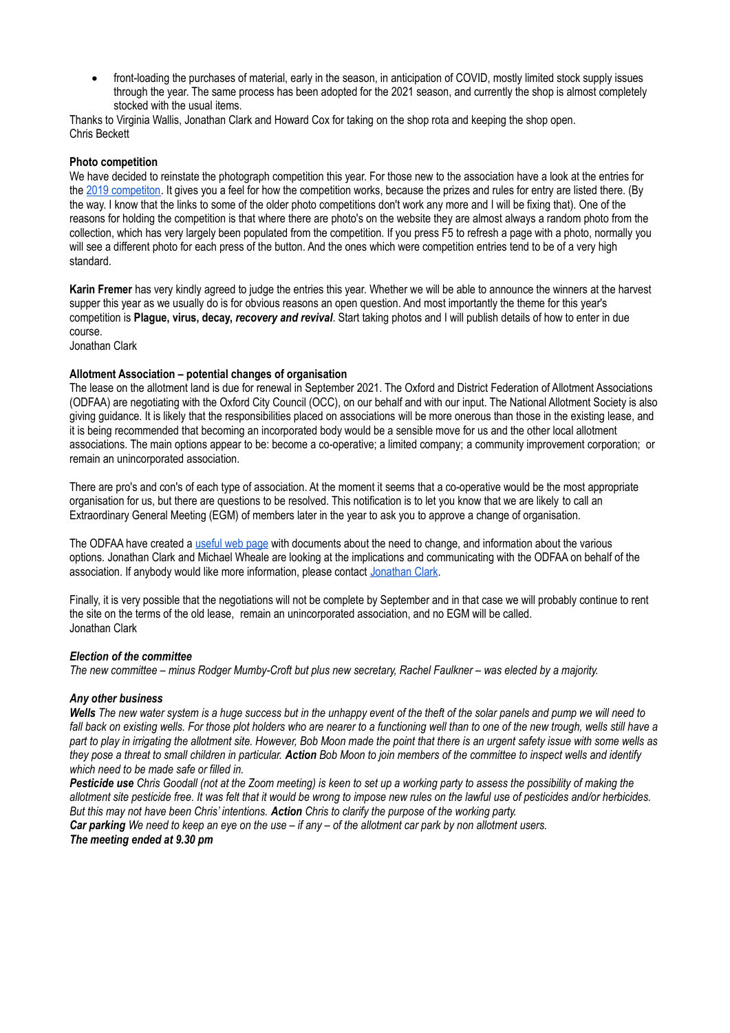- front-loading the purchases of material, early in the season, in anticipation of COVID, mostly limited stock supply issues through the year. The same process has been adopted for the 2021 season, and currently the shop is almost completely stocked with the usual items.

Thanks to Virginia Wallis, Jonathan Clark and Howard Cox for taking on the shop rota and keeping the shop open.
Chris Beckett

**Photo competition**

We have decided to reinstate the photograph competition this year. For those new to the association have a look at the entries for the 2019 competiton. It gives you a feel for how the competition works, because the prizes and rules for entry are listed there. (By the way. I know that the links to some of the older photo competitions don't work any more and I will be fixing that). One of the reasons for holding the competition is that where there are photo's on the website they are almost always a random photo from the collection, which has very largely been populated from the competition. If you press F5 to refresh a page with a photo, normally you will see a different photo for each press of the button. And the ones which were competition entries tend to be of a very high standard.

**Karin Fremer** has very kindly agreed to judge the entries this year. Whether we will be able to announce the winners at the harvest supper this year as we usually do is for obvious reasons an open question. And most importantly the theme for this year's competition is **Plague, virus, decay, *recovery and revival***. Start taking photos and I will publish details of how to enter in due course.
Jonathan Clark

**Allotment Association – potential changes of organisation**

The lease on the allotment land is due for renewal in September 2021. The Oxford and District Federation of Allotment Associations (ODFAA) are negotiating with the Oxford City Council (OCC), on our behalf and with our input. The National Allotment Society is also giving guidance. It is likely that the responsibilities placed on associations will be more onerous than those in the existing lease, and it is being recommended that becoming an incorporated body would be a sensible move for us and the other local allotment associations. The main options appear to be: become a co-operative; a limited company; a community improvement corporation; or remain an unincorporated association.

There are pro's and con's of each type of association. At the moment it seems that a co-operative would be the most appropriate organisation for us, but there are questions to be resolved. This notification is to let you know that we are likely to call an Extraordinary General Meeting (EGM) of members later in the year to ask you to approve a change of organisation.

The ODFAA have created a useful web page with documents about the need to change, and information about the various options. Jonathan Clark and Michael Wheale are looking at the implications and communicating with the ODFAA on behalf of the association. If anybody would like more information, please contact Jonathan Clark.

Finally, it is very possible that the negotiations will not be complete by September and in that case we will probably continue to rent the site on the terms of the old lease, remain an unincorporated association, and no EGM will be called.
Jonathan Clark

***Election of the committee***

*The new committee – minus Rodger Mumby-Croft but plus new secretary, Rachel Faulkner – was elected by a majority.*

***Any other business***

***Wells*** *The new water system is a huge success but in the unhappy event of the theft of the solar panels and pump we will need to fall back on existing wells. For those plot holders who are nearer to a functioning well than to one of the new trough, wells still have a part to play in irrigating the allotment site. However, Bob Moon made the point that there is an urgent safety issue with some wells as they pose a threat to small children in particular.* ***Action*** *Bob Moon to join members of the committee to inspect wells and identify which need to be made safe or filled in.*

***Pesticide use*** *Chris Goodall (not at the Zoom meeting) is keen to set up a working party to assess the possibility of making the allotment site pesticide free. It was felt that it would be wrong to impose new rules on the lawful use of pesticides and/or herbicides. But this may not have been Chris' intentions.* ***Action*** *Chris to clarify the purpose of the working party.*

***Car parking*** *We need to keep an eye on the use – if any – of the allotment car park by non allotment users.*

***The meeting ended at 9.30 pm***